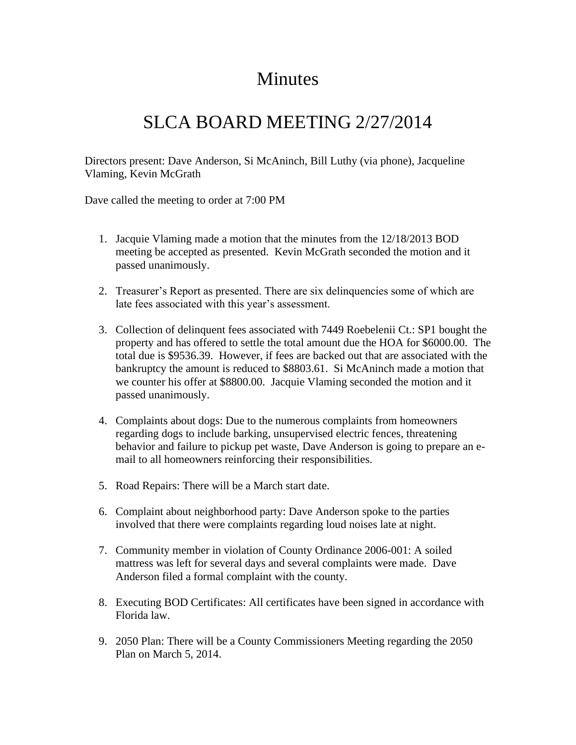# Minutes

# SLCA BOARD MEETING 2/27/2014

Directors present: Dave Anderson, Si McAninch, Bill Luthy (via phone), Jacqueline Vlaming, Kevin McGrath

Dave called the meeting to order at 7:00 PM

1. Jacquie Vlaming made a motion that the minutes from the 12/18/2013 BOD meeting be accepted as presented. Kevin McGrath seconded the motion and it passed unanimously.

2. Treasurer's Report as presented. There are six delinquencies some of which are late fees associated with this year's assessment.

3. Collection of delinquent fees associated with 7449 Roebelenii Ct.: SP1 bought the property and has offered to settle the total amount due the HOA for $6000.00. The total due is $9536.39. However, if fees are backed out that are associated with the bankruptcy the amount is reduced to $8803.61. Si McAninch made a motion that we counter his offer at $8800.00. Jacquie Vlaming seconded the motion and it passed unanimously.

4. Complaints about dogs: Due to the numerous complaints from homeowners regarding dogs to include barking, unsupervised electric fences, threatening behavior and failure to pickup pet waste, Dave Anderson is going to prepare an e-mail to all homeowners reinforcing their responsibilities.

5. Road Repairs: There will be a March start date.

6. Complaint about neighborhood party: Dave Anderson spoke to the parties involved that there were complaints regarding loud noises late at night.

7. Community member in violation of County Ordinance 2006-001: A soiled mattress was left for several days and several complaints were made. Dave Anderson filed a formal complaint with the county.

8. Executing BOD Certificates: All certificates have been signed in accordance with Florida law.

9. 2050 Plan: There will be a County Commissioners Meeting regarding the 2050 Plan on March 5, 2014.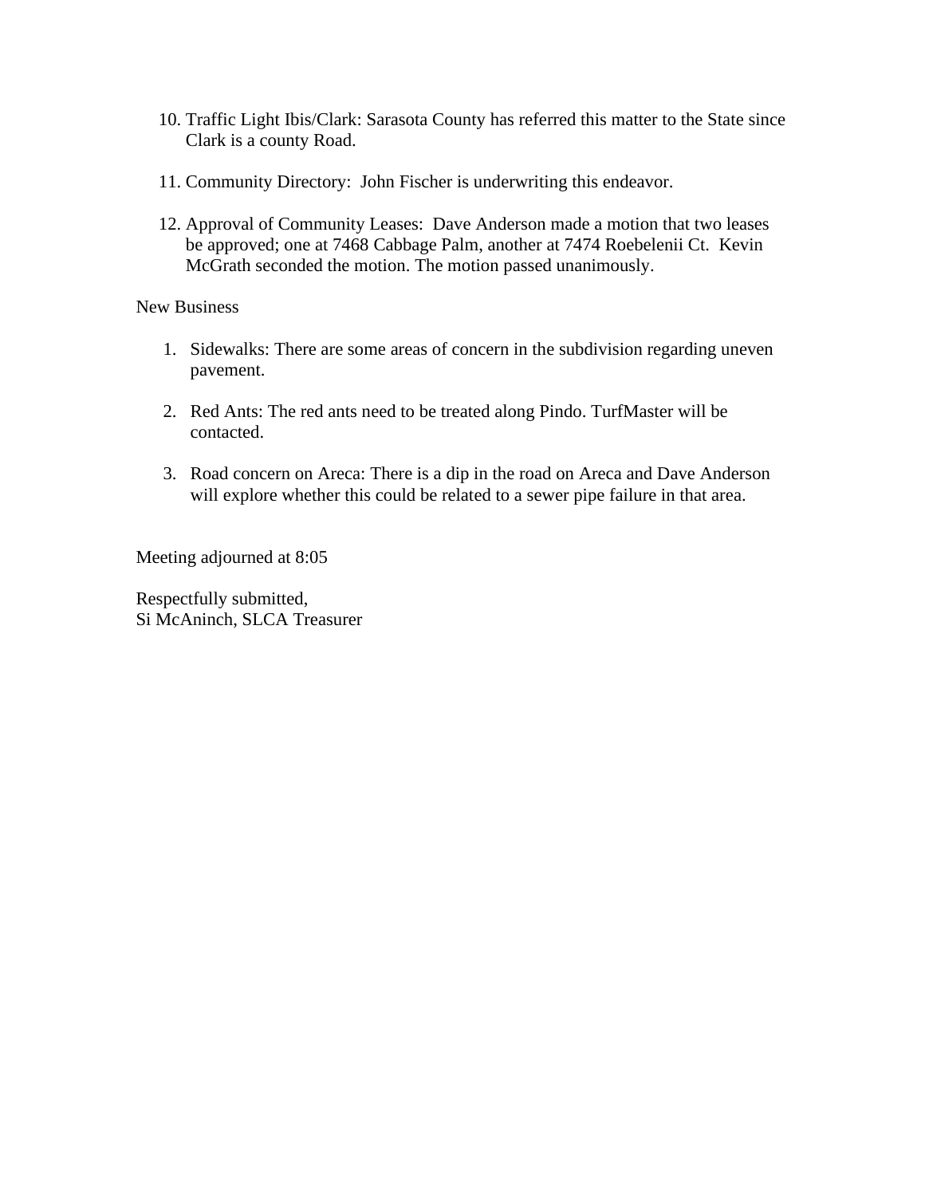10. Traffic Light Ibis/Clark: Sarasota County has referred this matter to the State since Clark is a county Road.

11. Community Directory: John Fischer is underwriting this endeavor.

12. Approval of Community Leases: Dave Anderson made a motion that two leases be approved; one at 7468 Cabbage Palm, another at 7474 Roebelenii Ct. Kevin McGrath seconded the motion. The motion passed unanimously.

New Business

1. Sidewalks: There are some areas of concern in the subdivision regarding uneven pavement.

2. Red Ants: The red ants need to be treated along Pindo. TurfMaster will be contacted.

3. Road concern on Areca: There is a dip in the road on Areca and Dave Anderson will explore whether this could be related to a sewer pipe failure in that area.

Meeting adjourned at 8:05

Respectfully submitted,
Si McAninch, SLCA Treasurer